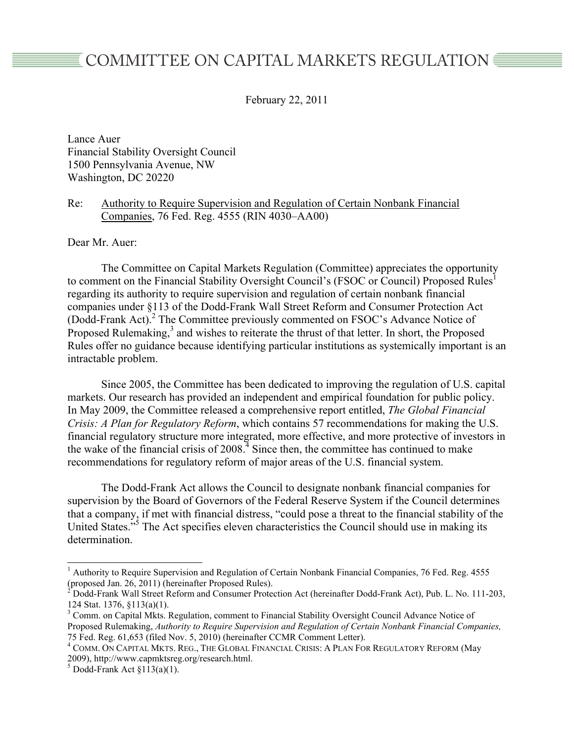# COMMITTEE ON CAPITAL MARKETS REGULATION

February 22, 2011

Lance Auer
Financial Stability Oversight Council
1500 Pennsylvania Avenue, NW
Washington, DC 20220

Re: Authority to Require Supervision and Regulation of Certain Nonbank Financial Companies, 76 Fed. Reg. 4555 (RIN 4030–AA00)

Dear Mr. Auer:

The Committee on Capital Markets Regulation (Committee) appreciates the opportunity to comment on the Financial Stability Oversight Council's (FSOC or Council) Proposed Rules[1] regarding its authority to require supervision and regulation of certain nonbank financial companies under §113 of the Dodd-Frank Wall Street Reform and Consumer Protection Act (Dodd-Frank Act).[2] The Committee previously commented on FSOC's Advance Notice of Proposed Rulemaking,[3] and wishes to reiterate the thrust of that letter. In short, the Proposed Rules offer no guidance because identifying particular institutions as systemically important is an intractable problem.

Since 2005, the Committee has been dedicated to improving the regulation of U.S. capital markets. Our research has provided an independent and empirical foundation for public policy. In May 2009, the Committee released a comprehensive report entitled, *The Global Financial Crisis: A Plan for Regulatory Reform*, which contains 57 recommendations for making the U.S. financial regulatory structure more integrated, more effective, and more protective of investors in the wake of the financial crisis of 2008.[4] Since then, the committee has continued to make recommendations for regulatory reform of major areas of the U.S. financial system.

The Dodd-Frank Act allows the Council to designate nonbank financial companies for supervision by the Board of Governors of the Federal Reserve System if the Council determines that a company, if met with financial distress, "could pose a threat to the financial stability of the United States."[5] The Act specifies eleven characteristics the Council should use in making its determination.

---

[1] Authority to Require Supervision and Regulation of Certain Nonbank Financial Companies, 76 Fed. Reg. 4555 (proposed Jan. 26, 2011) (hereinafter Proposed Rules).

[2] Dodd-Frank Wall Street Reform and Consumer Protection Act (hereinafter Dodd-Frank Act), Pub. L. No. 111-203, 124 Stat. 1376, §113(a)(1).

[3] Comm. on Capital Mkts. Regulation, comment to Financial Stability Oversight Council Advance Notice of Proposed Rulemaking, *Authority to Require Supervision and Regulation of Certain Nonbank Financial Companies,* 75 Fed. Reg. 61,653 (filed Nov. 5, 2010) (hereinafter CCMR Comment Letter).

[4] COMM. ON CAPITAL MKTS. REG., THE GLOBAL FINANCIAL CRISIS: A PLAN FOR REGULATORY REFORM (May 2009), http://www.capmktsreg.org/research.html.

[5] Dodd-Frank Act §113(a)(1).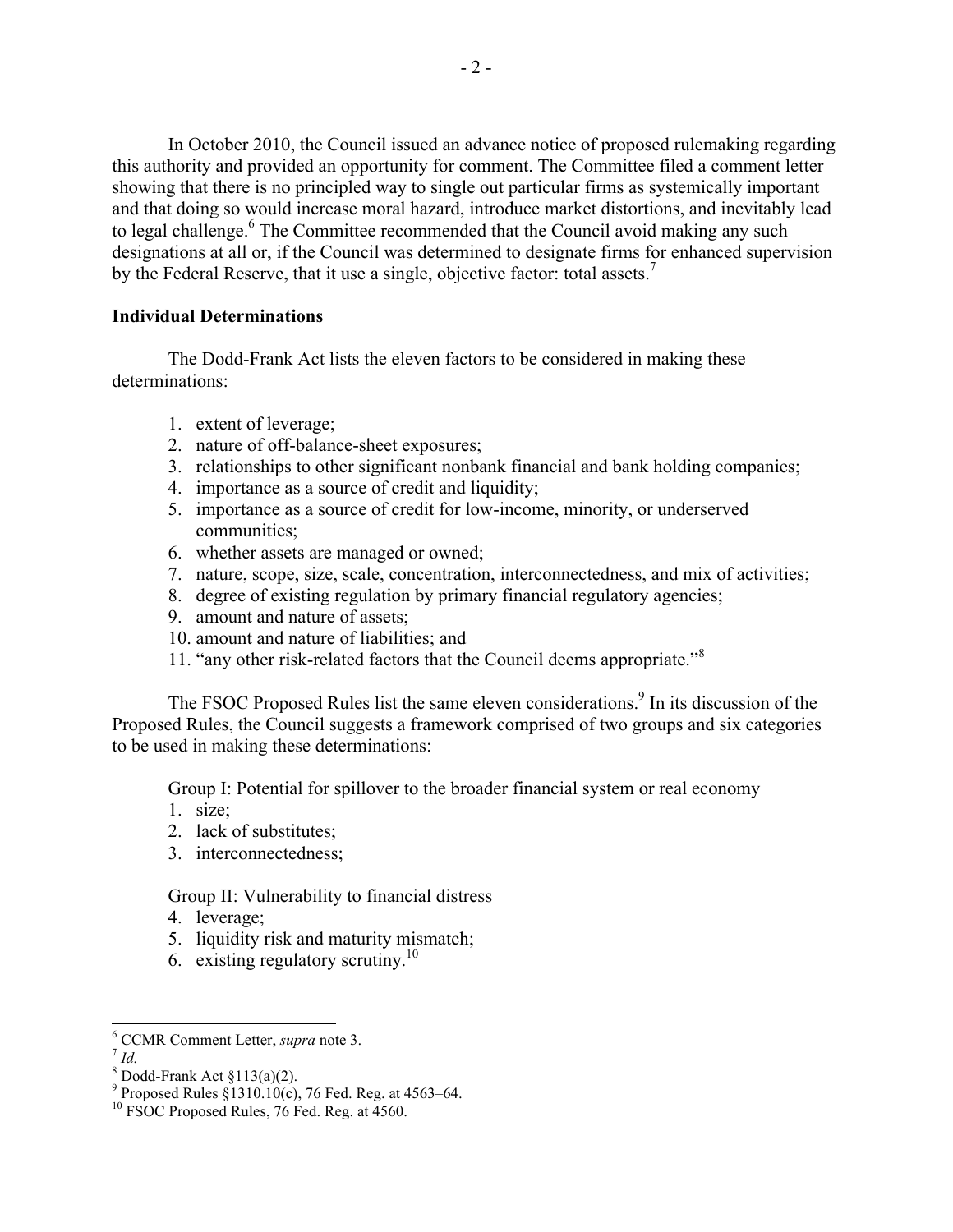In October 2010, the Council issued an advance notice of proposed rulemaking regarding this authority and provided an opportunity for comment. The Committee filed a comment letter showing that there is no principled way to single out particular firms as systemically important and that doing so would increase moral hazard, introduce market distortions, and inevitably lead to legal challenge.[6] The Committee recommended that the Council avoid making any such designations at all or, if the Council was determined to designate firms for enhanced supervision by the Federal Reserve, that it use a single, objective factor: total assets.[7]

**Individual Determinations**

The Dodd-Frank Act lists the eleven factors to be considered in making these determinations:

1. extent of leverage;
2. nature of off-balance-sheet exposures;
3. relationships to other significant nonbank financial and bank holding companies;
4. importance as a source of credit and liquidity;
5. importance as a source of credit for low-income, minority, or underserved communities;
6. whether assets are managed or owned;
7. nature, scope, size, scale, concentration, interconnectedness, and mix of activities;
8. degree of existing regulation by primary financial regulatory agencies;
9. amount and nature of assets;
10. amount and nature of liabilities; and
11. "any other risk-related factors that the Council deems appropriate."[8]

The FSOC Proposed Rules list the same eleven considerations.[9] In its discussion of the Proposed Rules, the Council suggests a framework comprised of two groups and six categories to be used in making these determinations:

Group I: Potential for spillover to the broader financial system or real economy

1. size;
2. lack of substitutes;
3. interconnectedness;

Group II: Vulnerability to financial distress

4. leverage;
5. liquidity risk and maturity mismatch;
6. existing regulatory scrutiny.[10]

---

[6] CCMR Comment Letter, *supra* note 3.

[7] *Id.*

[8] Dodd-Frank Act §113(a)(2).

[9] Proposed Rules §1310.10(c), 76 Fed. Reg. at 4563–64.

[10] FSOC Proposed Rules, 76 Fed. Reg. at 4560.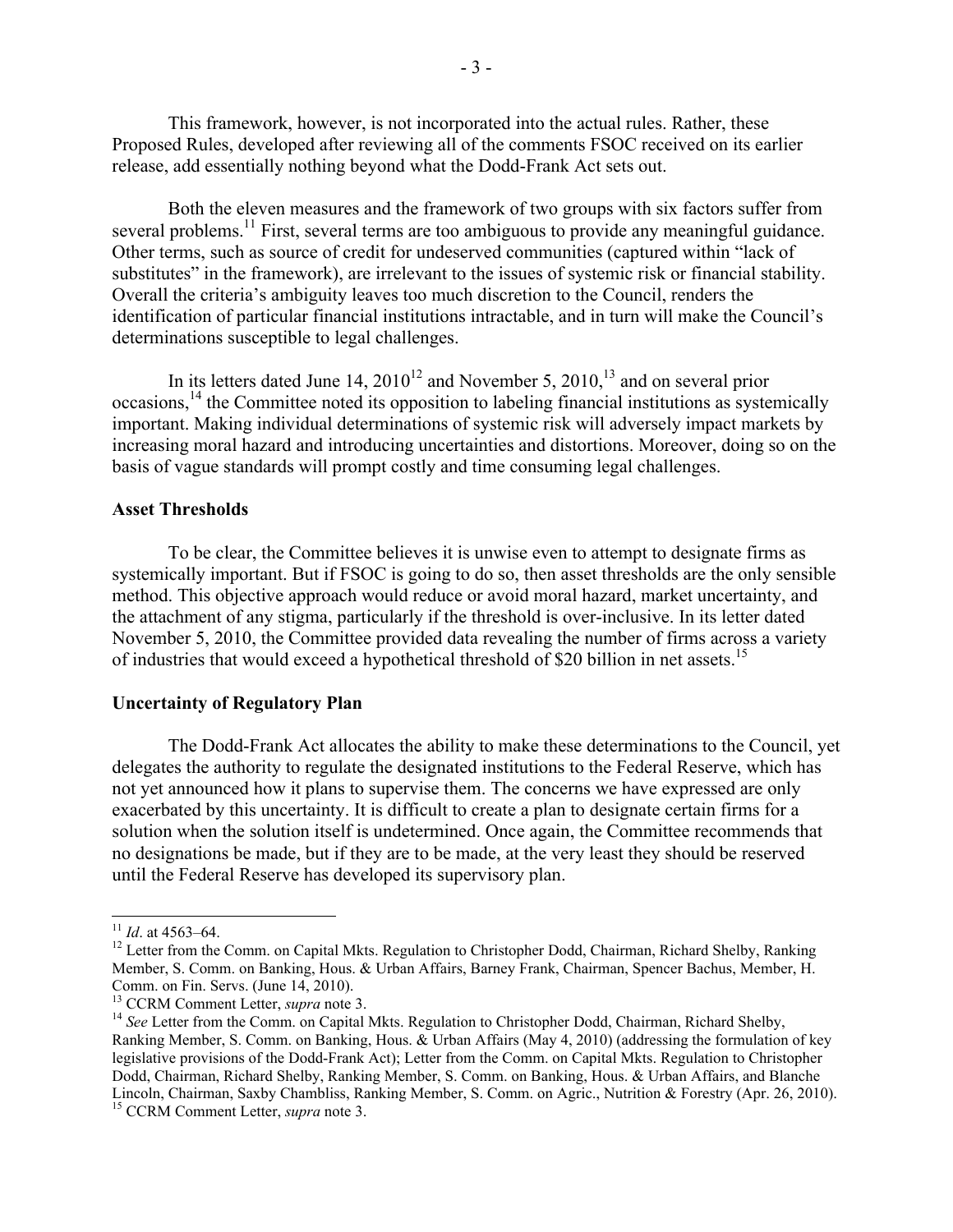This framework, however, is not incorporated into the actual rules. Rather, these Proposed Rules, developed after reviewing all of the comments FSOC received on its earlier release, add essentially nothing beyond what the Dodd-Frank Act sets out.

Both the eleven measures and the framework of two groups with six factors suffer from several problems.[11] First, several terms are too ambiguous to provide any meaningful guidance. Other terms, such as source of credit for undeserved communities (captured within "lack of substitutes" in the framework), are irrelevant to the issues of systemic risk or financial stability. Overall the criteria's ambiguity leaves too much discretion to the Council, renders the identification of particular financial institutions intractable, and in turn will make the Council's determinations susceptible to legal challenges.

In its letters dated June 14, 2010[12] and November 5, 2010,[13] and on several prior occasions,[14] the Committee noted its opposition to labeling financial institutions as systemically important. Making individual determinations of systemic risk will adversely impact markets by increasing moral hazard and introducing uncertainties and distortions. Moreover, doing so on the basis of vague standards will prompt costly and time consuming legal challenges.

**Asset Thresholds**

To be clear, the Committee believes it is unwise even to attempt to designate firms as systemically important. But if FSOC is going to do so, then asset thresholds are the only sensible method. This objective approach would reduce or avoid moral hazard, market uncertainty, and the attachment of any stigma, particularly if the threshold is over-inclusive. In its letter dated November 5, 2010, the Committee provided data revealing the number of firms across a variety of industries that would exceed a hypothetical threshold of $20 billion in net assets.[15]

**Uncertainty of Regulatory Plan**

The Dodd-Frank Act allocates the ability to make these determinations to the Council, yet delegates the authority to regulate the designated institutions to the Federal Reserve, which has not yet announced how it plans to supervise them. The concerns we have expressed are only exacerbated by this uncertainty. It is difficult to create a plan to designate certain firms for a solution when the solution itself is undetermined. Once again, the Committee recommends that no designations be made, but if they are to be made, at the very least they should be reserved until the Federal Reserve has developed its supervisory plan.

---

[11] *Id*. at 4563–64.

[12] Letter from the Comm. on Capital Mkts. Regulation to Christopher Dodd, Chairman, Richard Shelby, Ranking Member, S. Comm. on Banking, Hous. & Urban Affairs, Barney Frank, Chairman, Spencer Bachus, Member, H. Comm. on Fin. Servs. (June 14, 2010).

[13] CCRM Comment Letter, *supra* note 3.

[14] *See* Letter from the Comm. on Capital Mkts. Regulation to Christopher Dodd, Chairman, Richard Shelby, Ranking Member, S. Comm. on Banking, Hous. & Urban Affairs (May 4, 2010) (addressing the formulation of key legislative provisions of the Dodd-Frank Act); Letter from the Comm. on Capital Mkts. Regulation to Christopher Dodd, Chairman, Richard Shelby, Ranking Member, S. Comm. on Banking, Hous. & Urban Affairs, and Blanche Lincoln, Chairman, Saxby Chambliss, Ranking Member, S. Comm. on Agric., Nutrition & Forestry (Apr. 26, 2010).

[15] CCRM Comment Letter, *supra* note 3.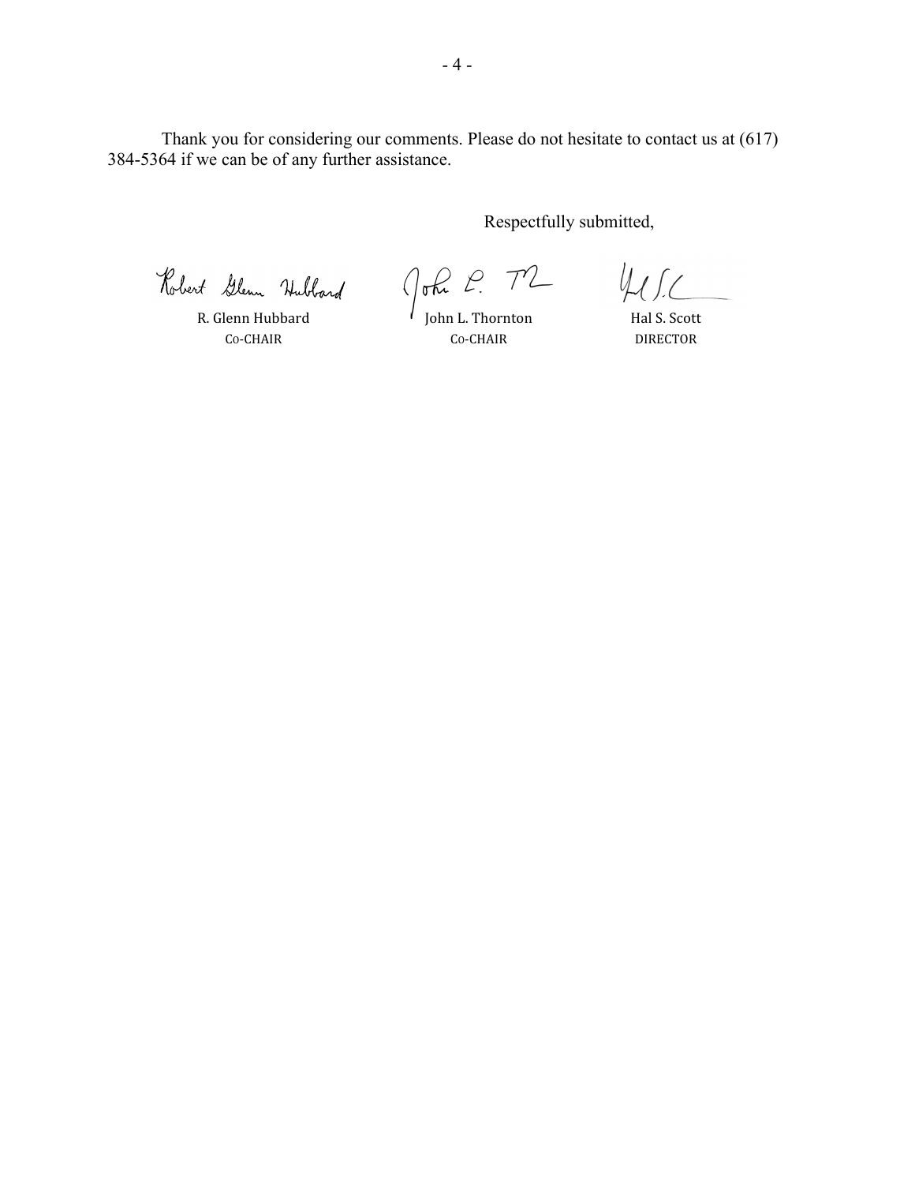Thank you for considering our comments. Please do not hesitate to contact us at (617) 384-5364 if we can be of any further assistance.

Respectfully submitted,

| | | |
|---|---|---|
| R. Glenn Hubbard | John L. Thornton | Hal S. Scott |
| Co-CHAIR | Co-CHAIR | DIRECTOR |